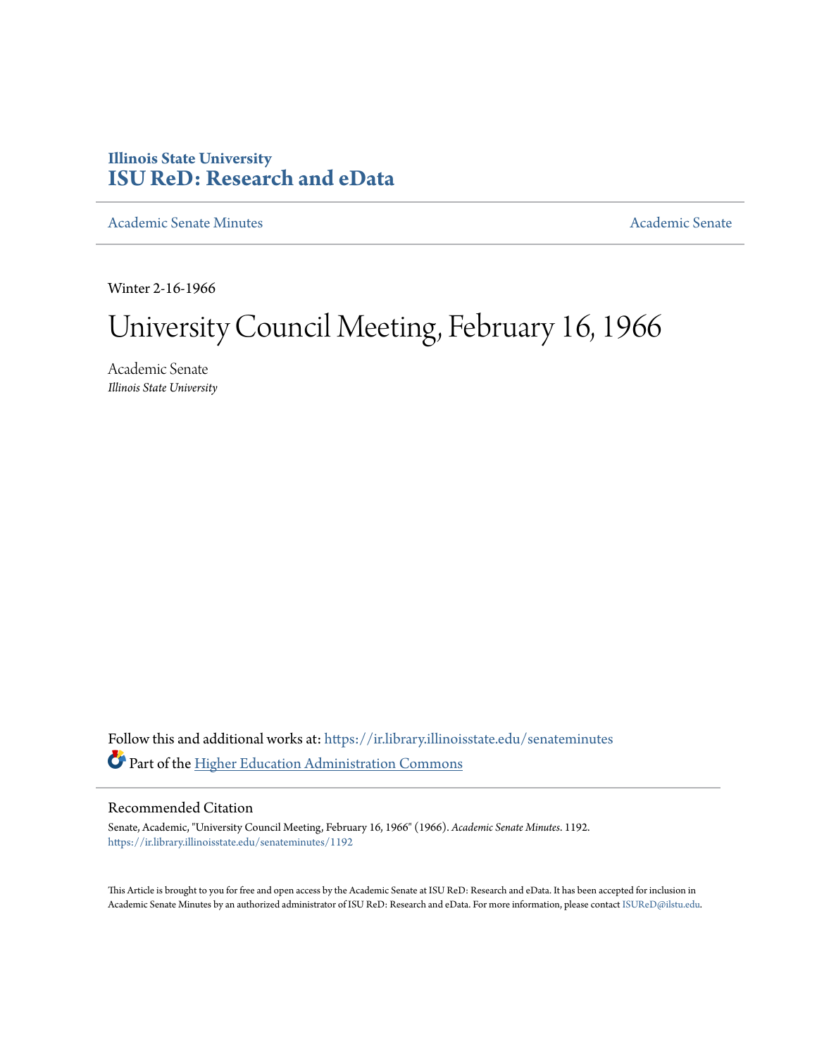# Illinois State University
# ISU ReD: Research and eData

Academic Senate Minutes | Academic Senate

Winter 2-16-1966

# University Council Meeting, February 16, 1966

Academic Senate
*Illinois State University*

Follow this and additional works at: https://ir.library.illinoisstate.edu/senateminutes

Part of the Higher Education Administration Commons

## Recommended Citation

Senate, Academic, "University Council Meeting, February 16, 1966" (1966). *Academic Senate Minutes*. 1192.
https://ir.library.illinoisstate.edu/senateminutes/1192

This Article is brought to you for free and open access by the Academic Senate at ISU ReD: Research and eData. It has been accepted for inclusion in Academic Senate Minutes by an authorized administrator of ISU ReD: Research and eData. For more information, please contact ISUReD@ilstu.edu.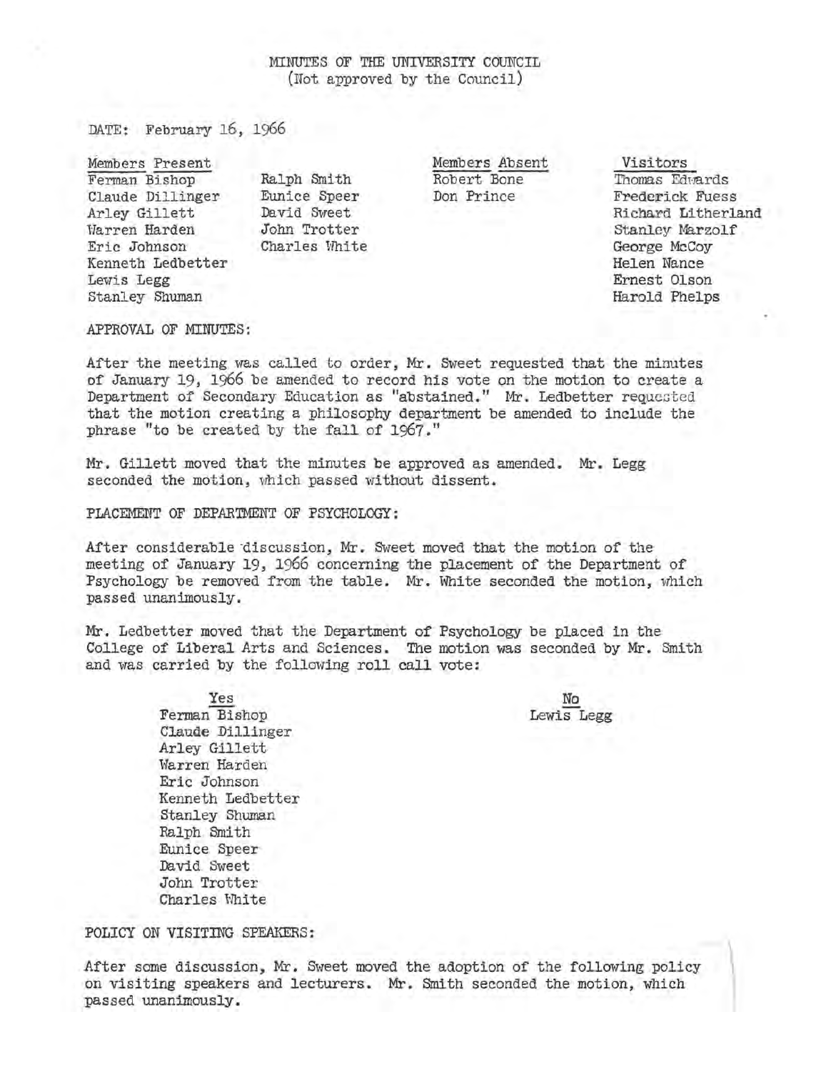MINUTES OF THE UNIVERSITY COUNCIL
(Not approved by the Council)

DATE: February 16, 1966

| Members Present | | Members Absent | Visitors |
|---|---|---|---|
| Ferman Bishop | Ralph Smith | Robert Bone | Thomas Edwards |
| Claude Dillinger | Eunice Speer | Don Prince | Frederick Fuess |
| Arley Gillett | David Sweet | | Richard Litherland |
| Warren Harden | John Trotter | | Stanley Marzolf |
| Eric Johnson | Charles White | | George McCoy |
| Kenneth Ledbetter | | | Helen Nance |
| Lewis Legg | | | Ernest Olson |
| Stanley Shuman | | | Harold Phelps |

APPROVAL OF MINUTES:

After the meeting was called to order, Mr. Sweet requested that the minutes of January 19, 1966 be amended to record his vote on the motion to create a Department of Secondary Education as "abstained." Mr. Ledbetter requested that the motion creating a philosophy department be amended to include the phrase "to be created by the fall of 1967."

Mr. Gillett moved that the minutes be approved as amended. Mr. Legg seconded the motion, which passed without dissent.

PLACEMENT OF DEPARTMENT OF PSYCHOLOGY:

After considerable discussion, Mr. Sweet moved that the motion of the meeting of January 19, 1966 concerning the placement of the Department of Psychology be removed from the table. Mr. White seconded the motion, which passed unanimously.

Mr. Ledbetter moved that the Department of Psychology be placed in the College of Liberal Arts and Sciences. The motion was seconded by Mr. Smith and was carried by the following roll call vote:

| Yes | No |
|---|---|
| Ferman Bishop | Lewis Legg |
| Claude Dillinger | |
| Arley Gillett | |
| Warren Harden | |
| Eric Johnson | |
| Kenneth Ledbetter | |
| Stanley Shuman | |
| Ralph Smith | |
| Eunice Speer | |
| David Sweet | |
| John Trotter | |
| Charles White | |

POLICY ON VISITING SPEAKERS:

After some discussion, Mr. Sweet moved the adoption of the following policy on visiting speakers and lecturers. Mr. Smith seconded the motion, which passed unanimously.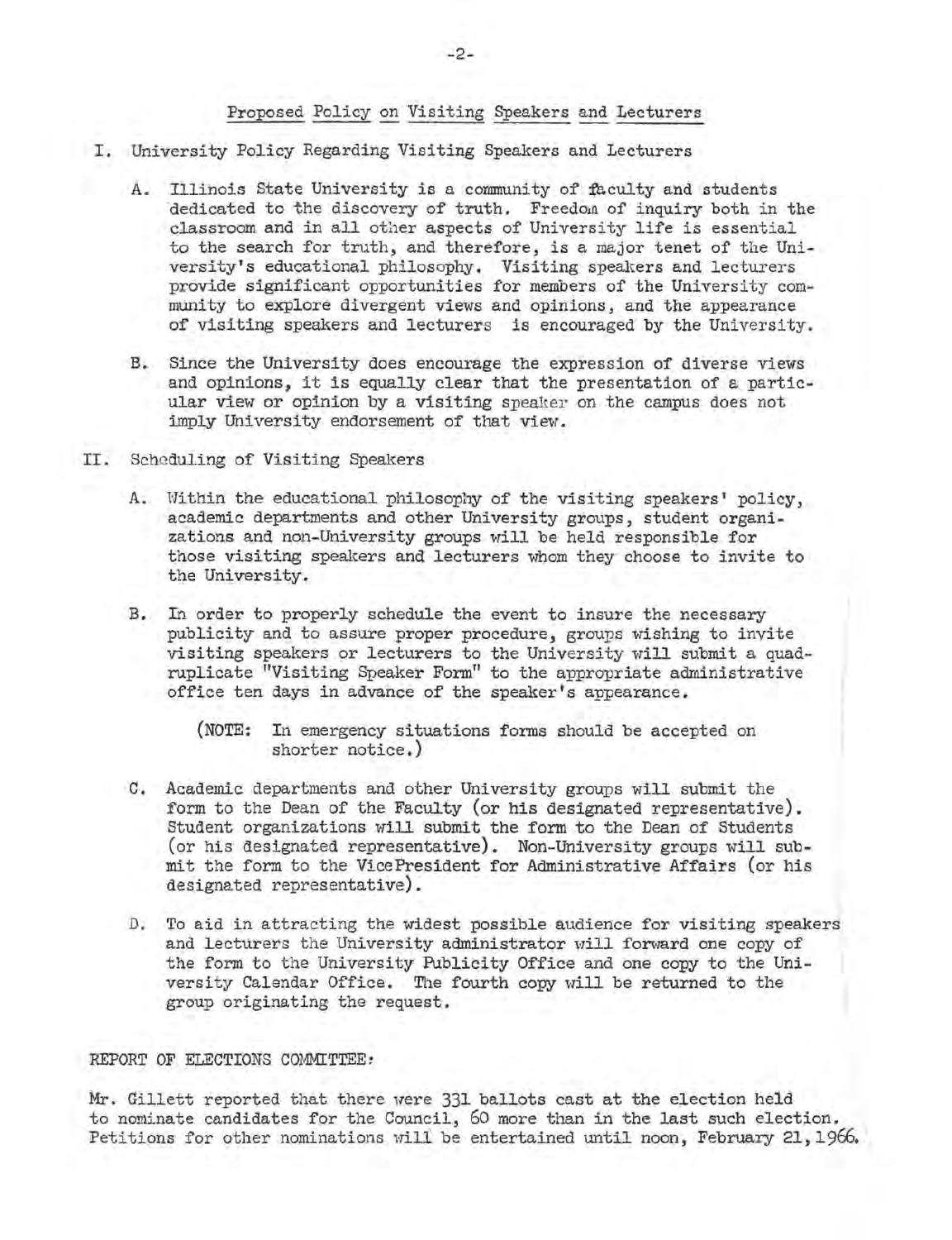## Proposed Policy on Visiting Speakers and Lecturers

I. University Policy Regarding Visiting Speakers and Lecturers

   A. Illinois State University is a community of faculty and students dedicated to the discovery of truth. Freedom of inquiry both in the classroom and in all other aspects of University life is essential to the search for truth, and therefore, is a major tenet of the University's educational philosophy. Visiting speakers and lecturers provide significant opportunities for members of the University community to explore divergent views and opinions, and the appearance of visiting speakers and lecturers is encouraged by the University.

   B. Since the University does encourage the expression of diverse views and opinions, it is equally clear that the presentation of a particular view or opinion by a visiting speaker on the campus does not imply University endorsement of that view.

II. Scheduling of Visiting Speakers

   A. Within the educational philosophy of the visiting speakers' policy, academic departments and other University groups, student organizations and non-University groups will be held responsible for those visiting speakers and lecturers whom they choose to invite to the University.

   B. In order to properly schedule the event to insure the necessary publicity and to assure proper procedure, groups wishing to invite visiting speakers or lecturers to the University will submit a quadruplicate "Visiting Speaker Form" to the appropriate administrative office ten days in advance of the speaker's appearance.

      (NOTE: In emergency situations forms should be accepted on shorter notice.)

   C. Academic departments and other University groups will submit the form to the Dean of the Faculty (or his designated representative). Student organizations will submit the form to the Dean of Students (or his designated representative). Non-University groups will submit the form to the VicePresident for Administrative Affairs (or his designated representative).

   D. To aid in attracting the widest possible audience for visiting speakers and lecturers the University administrator will forward one copy of the form to the University Publicity Office and one copy to the University Calendar Office. The fourth copy will be returned to the group originating the request.

REPORT OF ELECTIONS COMMITTEE:

Mr. Gillett reported that there were 331 ballots cast at the election held to nominate candidates for the Council, 60 more than in the last such election. Petitions for other nominations will be entertained until noon, February 21, 1966.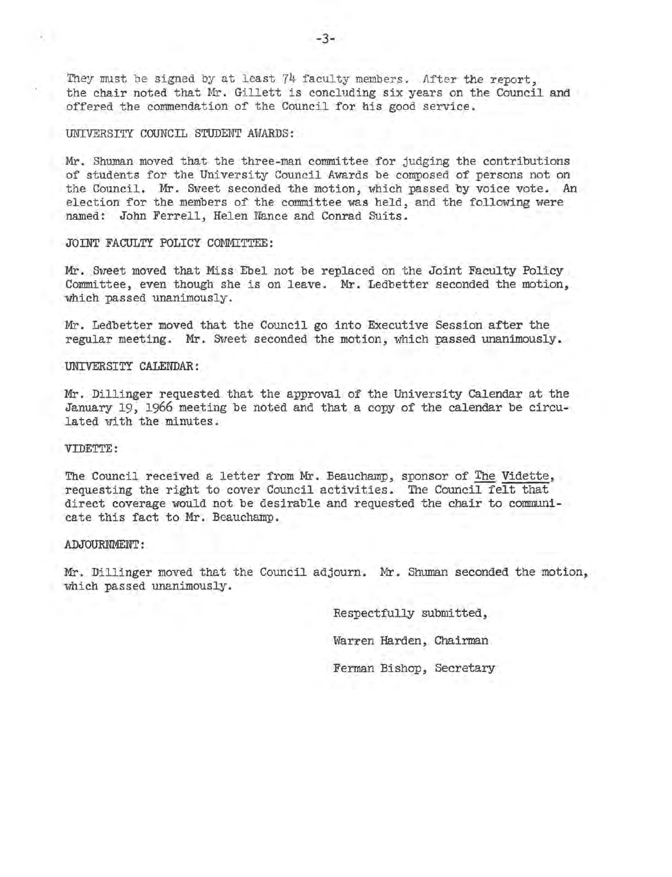They must be signed by at least 74 faculty members. After the report, the chair noted that Mr. Gillett is concluding six years on the Council and offered the commendation of the Council for his good service.

UNIVERSITY COUNCIL STUDENT AWARDS:

Mr. Shuman moved that the three-man committee for judging the contributions of students for the University Council Awards be composed of persons not on the Council. Mr. Sweet seconded the motion, which passed by voice vote. An election for the members of the committee was held, and the following were named: John Ferrell, Helen Nance and Conrad Suits.

JOINT FACULTY POLICY COMMITTEE:

Mr. Sweet moved that Miss Ebel not be replaced on the Joint Faculty Policy Committee, even though she is on leave. Mr. Ledbetter seconded the motion, which passed unanimously.

Mr. Ledbetter moved that the Council go into Executive Session after the regular meeting. Mr. Sweet seconded the motion, which passed unanimously.

UNIVERSITY CALENDAR:

Mr. Dillinger requested that the approval of the University Calendar at the January 19, 1966 meeting be noted and that a copy of the calendar be circulated with the minutes.

VIDETTE:

The Council received a letter from Mr. Beauchamp, sponsor of The Vidette, requesting the right to cover Council activities. The Council felt that direct coverage would not be desirable and requested the chair to communicate this fact to Mr. Beauchamp.

ADJOURNMENT:

Mr. Dillinger moved that the Council adjourn. Mr. Shuman seconded the motion, which passed unanimously.

Respectfully submitted,

Warren Harden, Chairman

Ferman Bishop, Secretary